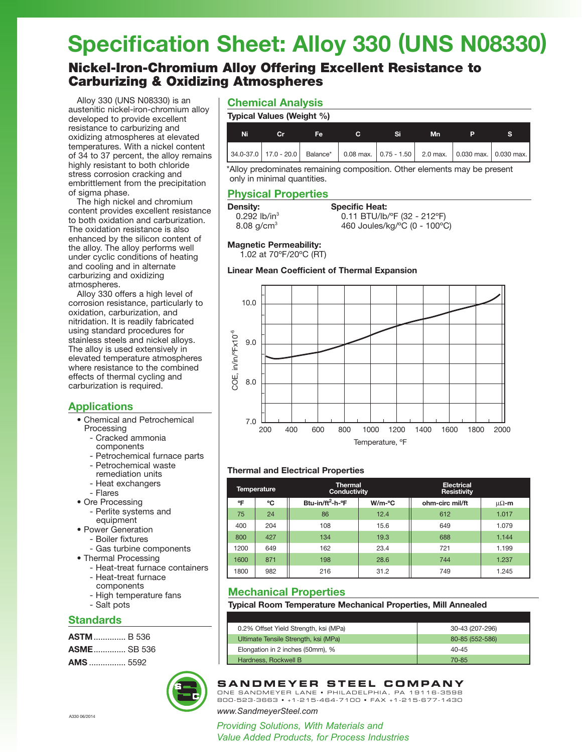# Specification Sheet: Alloy 330 (UNS N08330)

## Nickel-Iron-Chromium Alloy Offering Excellent Resistance to Carburizing & Oxidizing Atmospheres

Alloy 330 (UNS N08330) is an austenitic nickel-iron-chromium alloy developed to provide excellent resistance to carburizing and oxidizing atmospheres at elevated temperatures. With a nickel content of 34 to 37 percent, the alloy remains highly resistant to both chloride stress corrosion cracking and embrittlement from the precipitation of sigma phase.

The high nickel and chromium content provides excellent resistance to both oxidation and carburization. The oxidation resistance is also enhanced by the silicon content of the alloy. The alloy performs well under cyclic conditions of heating and cooling and in alternate carburizing and oxidizing atmospheres.

Alloy 330 offers a high level of corrosion resistance, particularly to oxidation, carburization, and nitridation. It is readily fabricated using standard procedures for stainless steels and nickel alloys. The alloy is used extensively in elevated temperature atmospheres where resistance to the combined effects of thermal cycling and carburization is required.

## Applications

- Chemical and Petrochemical Processing
  - Cracked ammonia components
  - Petrochemical furnace parts
  - Petrochemical waste remediation units
  - Heat exchangers
  - Flares
- Ore Processing
  - Perlite systems and equipment
- Power Generation
  - Boiler fixtures
  - Gas turbine components
- Thermal Processing
  - Heat-treat furnace containers
  - Heat-treat furnace components
  - High temperature fans
  - Salt pots

## Standards

**ASTM** .............. B 536

**ASME** .............. SB 536

**AMS** ................ 5592

## Chemical Analysis

**Typical Values (Weight %)**

| Ni | Cr | Fe | C | Si | Mn | P | S |
|---|---|---|---|---|---|---|---|
| 34.0-37.0 | 17.0 - 20.0 | Balance* | 0.08 max. | 0.75 - 1.50 | 2.0 max. | 0.030 max. | 0.030 max. |

*Alloy predominates remaining composition. Other elements may be present only in minimal quantities.

## Physical Properties

**Density:**
0.292 lb/in$^3$
8.08 g/cm$^3$

**Specific Heat:**
0.11 BTU/lb/°F (32 - 212°F)
460 Joules/kg/°C (0 - 100°C)

**Magnetic Permeability:**
1.02 at 70°F/20°C (RT)

**Linear Mean Coefficient of Thermal Expansion**

**Thermal and Electrical Properties**

| Temperature | | Thermal Conductivity | | Electrical Resistivity | |
|---|---|---|---|---|---|
| °F | °C | Btu-in/ft$^2$-h-°F | W/m-°C | ohm-circ mil/ft | μΩ-m |
| 75 | 24 | 86 | 12.4 | 612 | 1.017 |
| 400 | 204 | 108 | 15.6 | 649 | 1.079 |
| 800 | 427 | 134 | 19.3 | 688 | 1.144 |
| 1200 | 649 | 162 | 23.4 | 721 | 1.199 |
| 1600 | 871 | 198 | 28.6 | 744 | 1.237 |
| 1800 | 982 | 216 | 31.2 | 749 | 1.245 |

## Mechanical Properties

**Typical Room Temperature Mechanical Properties, Mill Annealed**

| | |
|---|---|
| 0.2% Offset Yield Strength, ksi (MPa) | 30-43 (207-296) |
| Ultimate Tensile Strength, ksi (MPa) | 80-85 (552-586) |
| Elongation in 2 inches (50mm), % | 40-45 |
| Hardness, Rockwell B | 70-85 |

**SANDMEYER STEEL COMPANY**
ONE SANDMEYER LANE • PHILADELPHIA, PA 19116-3598
800-523-3663 • +1-215-464-7100 • FAX +1-215-677-1430
www.SandmeyerSteel.com

*Providing Solutions, With Materials and Value Added Products, for Process Industries*

A330 06/2014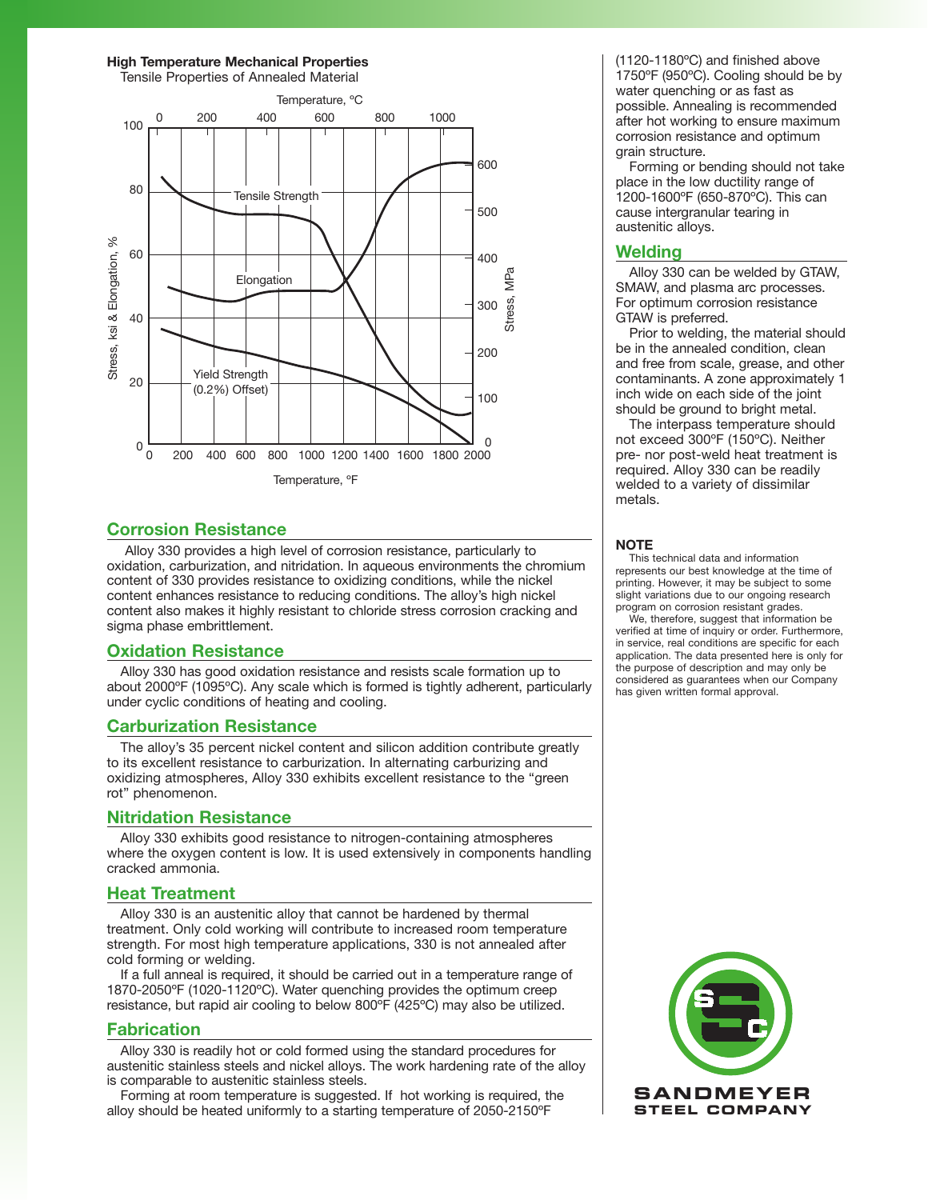**High Temperature Mechanical Properties**

Tensile Properties of Annealed Material

Temperature, °C

0 200 400 600 800 1000

Stress, ksi & Elongation, %

100 80 60 40 20 0

Stress, MPa

600 500 400 300 200 100 0

Tensile Strength

Elongation

Yield Strength (0.2%) Offset)

0 200 400 600 800 1000 1200 1400 1600 1800 2000

Temperature, °F

## Corrosion Resistance

Alloy 330 provides a high level of corrosion resistance, particularly to oxidation, carburization, and nitridation. In aqueous environments the chromium content of 330 provides resistance to oxidizing conditions, while the nickel content enhances resistance to reducing conditions. The alloy's high nickel content also makes it highly resistant to chloride stress corrosion cracking and sigma phase embrittlement.

## Oxidation Resistance

Alloy 330 has good oxidation resistance and resists scale formation up to about 2000ºF (1095ºC). Any scale which is formed is tightly adherent, particularly under cyclic conditions of heating and cooling.

## Carburization Resistance

The alloy's 35 percent nickel content and silicon addition contribute greatly to its excellent resistance to carburization. In alternating carburizing and oxidizing atmospheres, Alloy 330 exhibits excellent resistance to the "green rot" phenomenon.

## Nitridation Resistance

Alloy 330 exhibits good resistance to nitrogen-containing atmospheres where the oxygen content is low. It is used extensively in components handling cracked ammonia.

## Heat Treatment

Alloy 330 is an austenitic alloy that cannot be hardened by thermal treatment. Only cold working will contribute to increased room temperature strength. For most high temperature applications, 330 is not annealed after cold forming or welding.

If a full anneal is required, it should be carried out in a temperature range of 1870-2050ºF (1020-1120ºC). Water quenching provides the optimum creep resistance, but rapid air cooling to below 800ºF (425ºC) may also be utilized.

## Fabrication

Alloy 330 is readily hot or cold formed using the standard procedures for austenitic stainless steels and nickel alloys. The work hardening rate of the alloy is comparable to austenitic stainless steels.

Forming at room temperature is suggested. If hot working is required, the alloy should be heated uniformly to a starting temperature of 2050-2150ºF (1120-1180ºC) and finished above 1750ºF (950ºC). Cooling should be by water quenching or as fast as possible. Annealing is recommended after hot working to ensure maximum corrosion resistance and optimum grain structure.

Forming or bending should not take place in the low ductility range of 1200-1600ºF (650-870ºC). This can cause intergranular tearing in austenitic alloys.

## Welding

Alloy 330 can be welded by GTAW, SMAW, and plasma arc processes. For optimum corrosion resistance GTAW is preferred.

Prior to welding, the material should be in the annealed condition, clean and free from scale, grease, and other contaminants. A zone approximately 1 inch wide on each side of the joint should be ground to bright metal.

The interpass temperature should not exceed 300ºF (150ºC). Neither pre- nor post-weld heat treatment is required. Alloy 330 can be readily welded to a variety of dissimilar metals.

**NOTE**

This technical data and information represents our best knowledge at the time of printing. However, it may be subject to some slight variations due to our ongoing research program on corrosion resistant grades.

We, therefore, suggest that information be verified at time of inquiry or order. Furthermore, in service, real conditions are specific for each application. The data presented here is only for the purpose of description and may only be considered as guarantees when our Company has given written formal approval.

SANDMEYER STEEL COMPANY